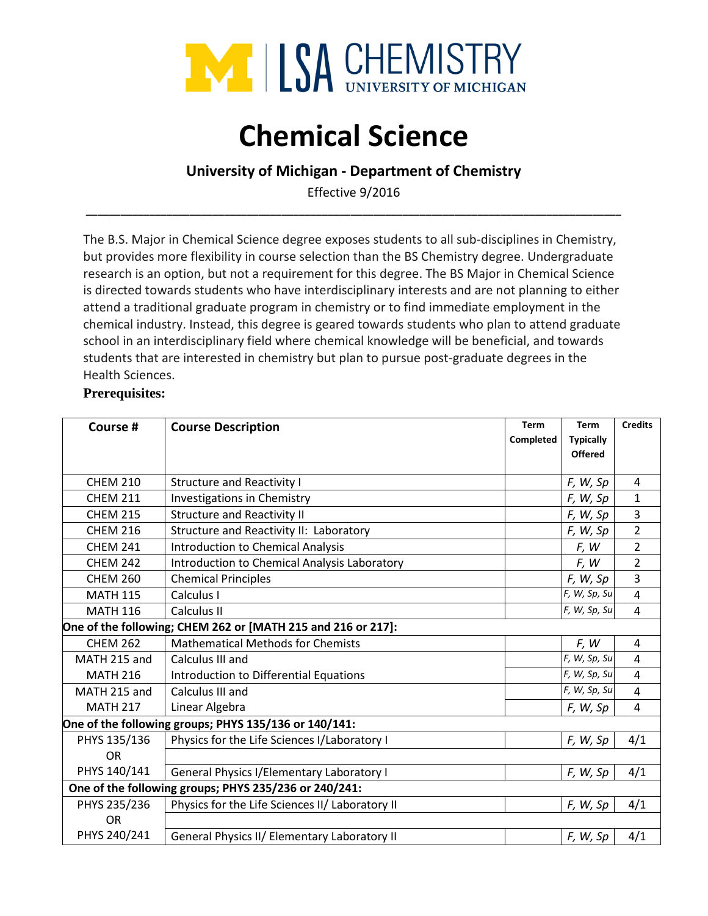M | LSA CHEMISTRY UNIVERSITY OF MICHIGAN

# Chemical Science

### University of Michigan - Department of Chemistry

Effective 9/2016

---

The B.S. Major in Chemical Science degree exposes students to all sub-disciplines in Chemistry, but provides more flexibility in course selection than the BS Chemistry degree. Undergraduate research is an option, but not a requirement for this degree. The BS Major in Chemical Science is directed towards students who have interdisciplinary interests and are not planning to either attend a traditional graduate program in chemistry or to find immediate employment in the chemical industry. Instead, this degree is geared towards students who plan to attend graduate school in an interdisciplinary field where chemical knowledge will be beneficial, and towards students that are interested in chemistry but plan to pursue post-graduate degrees in the Health Sciences.

**Prerequisites:**

| Course # | Course Description | Term Completed | Term Typically Offered | Credits |
|---|---|---|---|---|
| CHEM 210 | Structure and Reactivity I | | *F, W, Sp* | 4 |
| CHEM 211 | Investigations in Chemistry | | *F, W, Sp* | 1 |
| CHEM 215 | Structure and Reactivity II | | *F, W, Sp* | 3 |
| CHEM 216 | Structure and Reactivity II: Laboratory | | *F, W, Sp* | 2 |
| CHEM 241 | Introduction to Chemical Analysis | | *F, W* | 2 |
| CHEM 242 | Introduction to Chemical Analysis Laboratory | | *F, W* | 2 |
| CHEM 260 | Chemical Principles | | *F, W, Sp* | 3 |
| MATH 115 | Calculus I | | *F, W, Sp, Su* | 4 |
| MATH 116 | Calculus II | | *F, W, Sp, Su* | 4 |
| **One of the following; CHEM 262 or [MATH 215 and 216 or 217]:** | | | | |
| CHEM 262 | Mathematical Methods for Chemists | | *F, W* | 4 |
| MATH 215 and | Calculus III and | | *F, W, Sp, Su* | 4 |
| MATH 216 | Introduction to Differential Equations | | *F, W, Sp, Su* | 4 |
| MATH 215 and | Calculus III and | | *F, W, Sp, Su* | 4 |
| MATH 217 | Linear Algebra | | *F, W, Sp* | 4 |
| **One of the following groups; PHYS 135/136 or 140/141:** | | | | |
| PHYS 135/136 | Physics for the Life Sciences I/Laboratory I | | *F, W, Sp* | 4/1 |
| OR | | | | |
| PHYS 140/141 | General Physics I/Elementary Laboratory I | | *F, W, Sp* | 4/1 |
| **One of the following groups; PHYS 235/236 or 240/241:** | | | | |
| PHYS 235/236 | Physics for the Life Sciences II/ Laboratory II | | *F, W, Sp* | 4/1 |
| OR | | | | |
| PHYS 240/241 | General Physics II/ Elementary Laboratory II | | *F, W, Sp* | 4/1 |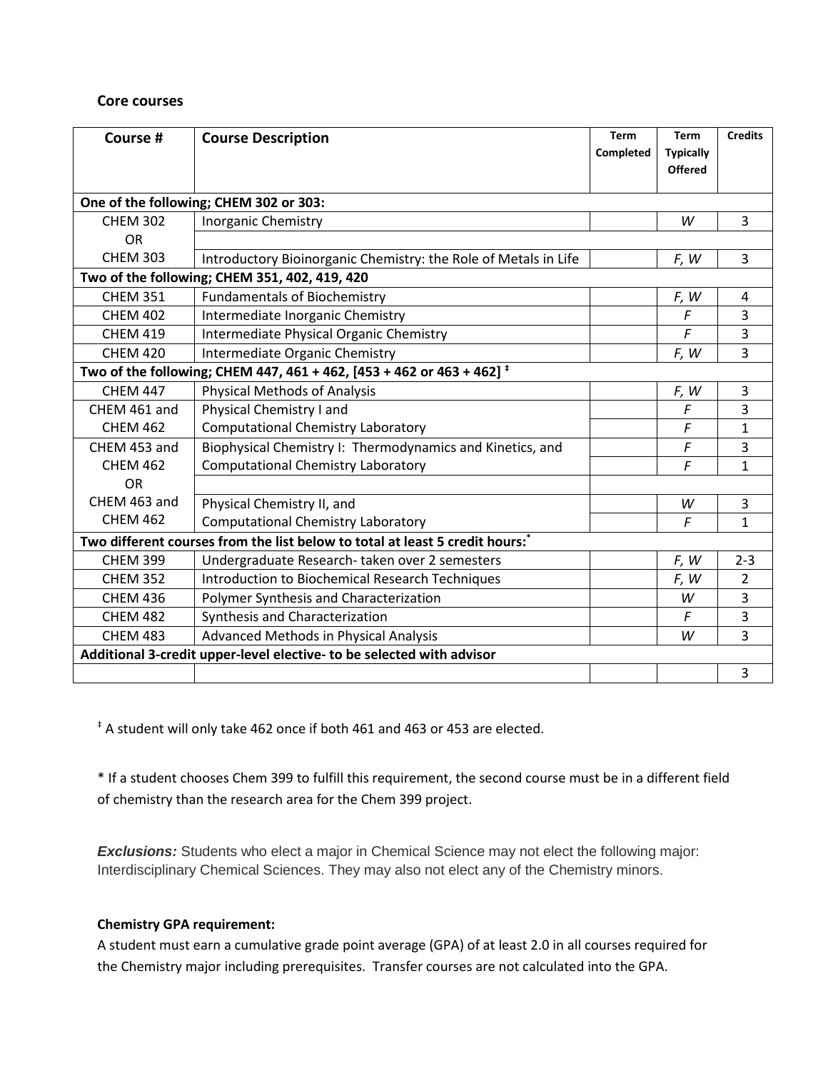**Core courses**

| Course # | Course Description | Term Completed | Term Typically Offered | Credits |
|---|---|---|---|---|
| **One of the following; CHEM 302 or 303:** | | | | |
| CHEM 302 | Inorganic Chemistry | | *W* | 3 |
| OR | | | | |
| CHEM 303 | Introductory Bioinorganic Chemistry: the Role of Metals in Life | | *F, W* | 3 |
| **Two of the following; CHEM 351, 402, 419, 420** | | | | |
| CHEM 351 | Fundamentals of Biochemistry | | *F, W* | 4 |
| CHEM 402 | Intermediate Inorganic Chemistry | | *F* | 3 |
| CHEM 419 | Intermediate Physical Organic Chemistry | | *F* | 3 |
| CHEM 420 | Intermediate Organic Chemistry | | *F, W* | 3 |
| **Two of the following; CHEM 447, 461 + 462, [453 + 462 or 463 + 462] ‡** | | | | |
| CHEM 447 | Physical Methods of Analysis | | *F, W* | 3 |
| CHEM 461 and | Physical Chemistry I and | | *F* | 3 |
| CHEM 462 | Computational Chemistry Laboratory | | *F* | 1 |
| CHEM 453 and | Biophysical Chemistry I: Thermodynamics and Kinetics, and | | *F* | 3 |
| CHEM 462 | Computational Chemistry Laboratory | | *F* | 1 |
| OR | | | | |
| CHEM 463 and | Physical Chemistry II, and | | *W* | 3 |
| CHEM 462 | Computational Chemistry Laboratory | | *F* | 1 |
| **Two different courses from the list below to total at least 5 credit hours:*** | | | | |
| CHEM 399 | Undergraduate Research- taken over 2 semesters | | *F, W* | 2-3 |
| CHEM 352 | Introduction to Biochemical Research Techniques | | *F, W* | 2 |
| CHEM 436 | Polymer Synthesis and Characterization | | *W* | 3 |
| CHEM 482 | Synthesis and Characterization | | *F* | 3 |
| CHEM 483 | Advanced Methods in Physical Analysis | | *W* | 3 |
| **Additional 3-credit upper-level elective- to be selected with advisor** | | | | |
| | | | | 3 |

‡ A student will only take 462 once if both 461 and 463 or 453 are elected.

* If a student chooses Chem 399 to fulfill this requirement, the second course must be in a different field of chemistry than the research area for the Chem 399 project.

***Exclusions:*** Students who elect a major in Chemical Science may not elect the following major: Interdisciplinary Chemical Sciences. They may also not elect any of the Chemistry minors.

**Chemistry GPA requirement:**

A student must earn a cumulative grade point average (GPA) of at least 2.0 in all courses required for the Chemistry major including prerequisites. Transfer courses are not calculated into the GPA.